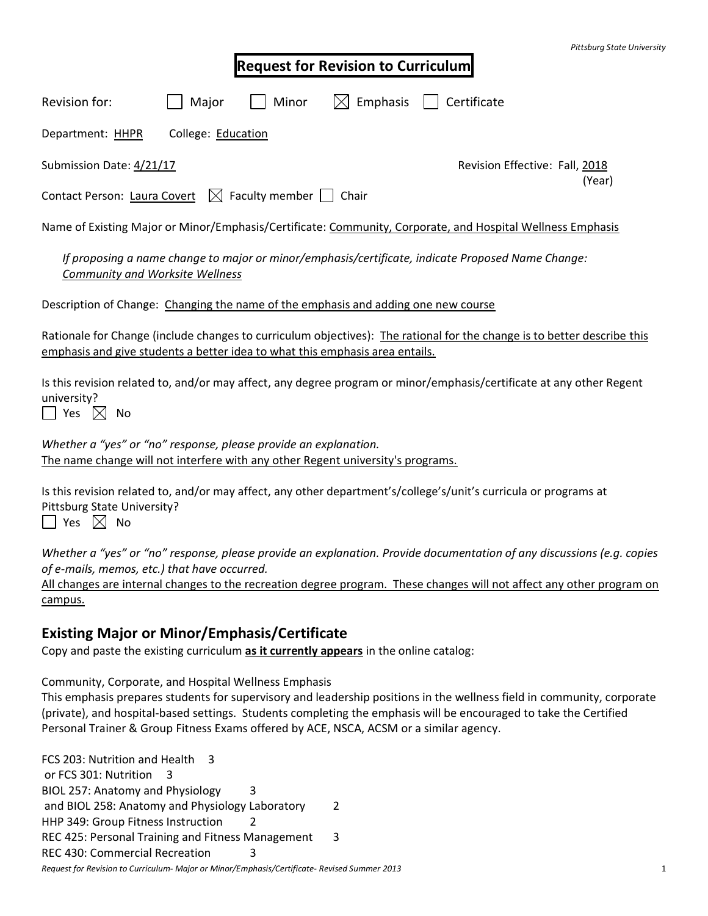# Request for Revision to Curriculum

Revision for: ☐ Major ☐ Minor ☒ Emphasis ☐ Certificate

Department: HHPR College: Education

Submission Date: 4/21/17 Revision Effective: Fall, 2018 (Year)

Contact Person: Laura Covert ☒ Faculty member ☐ Chair

Name of Existing Major or Minor/Emphasis/Certificate: Community, Corporate, and Hospital Wellness Emphasis

*If proposing a name change to major or minor/emphasis/certificate, indicate Proposed Name Change: Community and Worksite Wellness*

Description of Change: Changing the name of the emphasis and adding one new course

Rationale for Change (include changes to curriculum objectives): The rational for the change is to better describe this emphasis and give students a better idea to what this emphasis area entails.

Is this revision related to, and/or may affect, any degree program or minor/emphasis/certificate at any other Regent university?

☐ Yes ☒ No

*Whether a "yes" or "no" response, please provide an explanation.*

The name change will not interfere with any other Regent university's programs.

Is this revision related to, and/or may affect, any other department's/college's/unit's curricula or programs at Pittsburg State University?

☐ Yes ☒ No

*Whether a "yes" or "no" response, please provide an explanation. Provide documentation of any discussions (e.g. copies of e-mails, memos, etc.) that have occurred.*

All changes are internal changes to the recreation degree program. These changes will not affect any other program on campus.

## Existing Major or Minor/Emphasis/Certificate

Copy and paste the existing curriculum **as it currently appears** in the online catalog:

Community, Corporate, and Hospital Wellness Emphasis

This emphasis prepares students for supervisory and leadership positions in the wellness field in community, corporate (private), and hospital-based settings. Students completing the emphasis will be encouraged to take the Certified Personal Trainer & Group Fitness Exams offered by ACE, NSCA, ACSM or a similar agency.

FCS 203: Nutrition and Health 3
or FCS 301: Nutrition 3
BIOL 257: Anatomy and Physiology 3
and BIOL 258: Anatomy and Physiology Laboratory 2
HHP 349: Group Fitness Instruction 2
REC 425: Personal Training and Fitness Management 3
REC 430: Commercial Recreation 3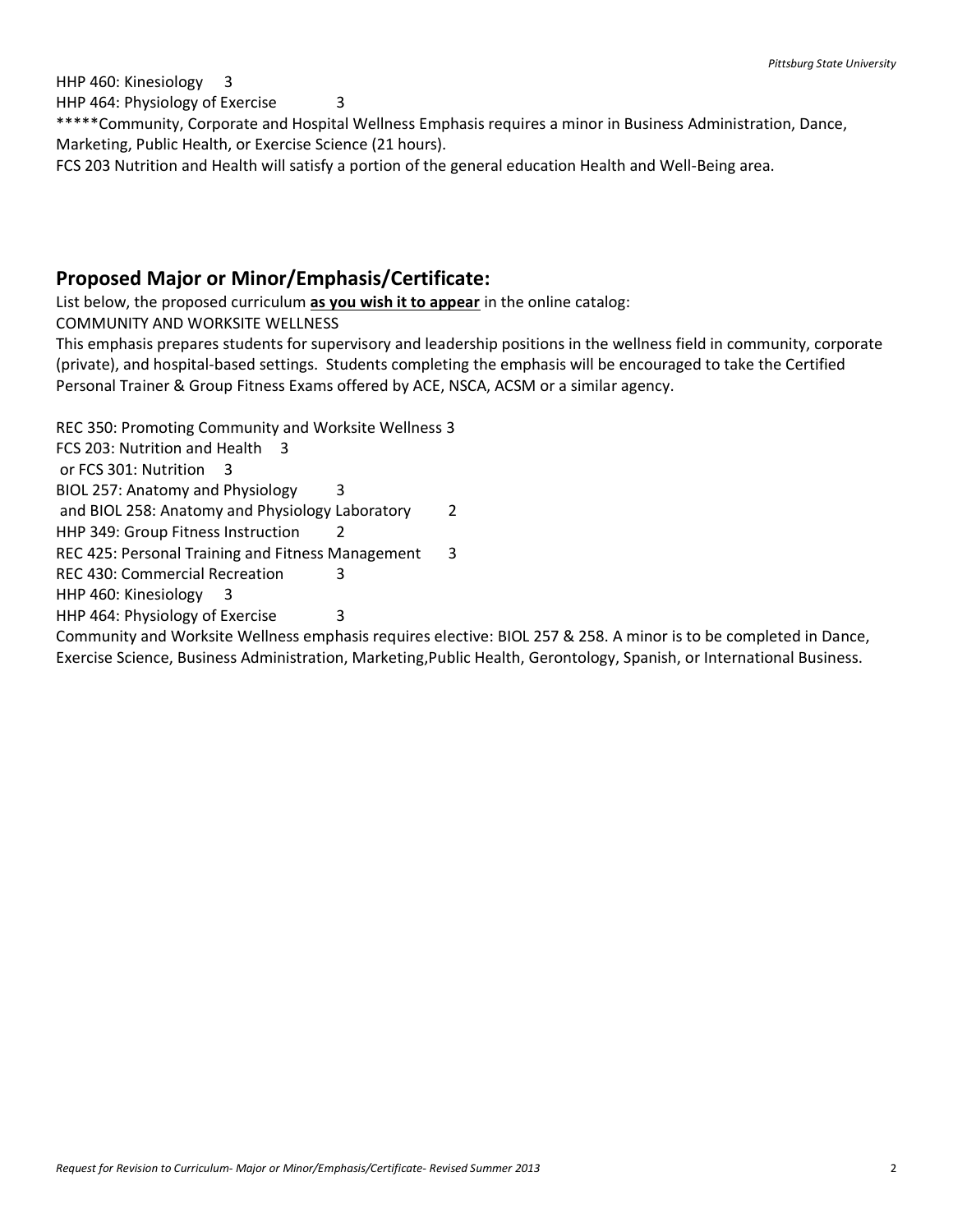HHP 460: Kinesiology 3

HHP 464: Physiology of Exercise 3

*****Community, Corporate and Hospital Wellness Emphasis requires a minor in Business Administration, Dance, Marketing, Public Health, or Exercise Science (21 hours).

FCS 203 Nutrition and Health will satisfy a portion of the general education Health and Well-Being area.

## Proposed Major or Minor/Emphasis/Certificate:

List below, the proposed curriculum **as you wish it to appear** in the online catalog:

COMMUNITY AND WORKSITE WELLNESS

This emphasis prepares students for supervisory and leadership positions in the wellness field in community, corporate (private), and hospital-based settings. Students completing the emphasis will be encouraged to take the Certified Personal Trainer & Group Fitness Exams offered by ACE, NSCA, ACSM or a similar agency.

REC 350: Promoting Community and Worksite Wellness 3

FCS 203: Nutrition and Health 3

or FCS 301: Nutrition 3

BIOL 257: Anatomy and Physiology 3

and BIOL 258: Anatomy and Physiology Laboratory 2

HHP 349: Group Fitness Instruction 2

REC 425: Personal Training and Fitness Management 3

REC 430: Commercial Recreation 3

HHP 460: Kinesiology 3

HHP 464: Physiology of Exercise 3

Community and Worksite Wellness emphasis requires elective: BIOL 257 & 258. A minor is to be completed in Dance, Exercise Science, Business Administration, Marketing,Public Health, Gerontology, Spanish, or International Business.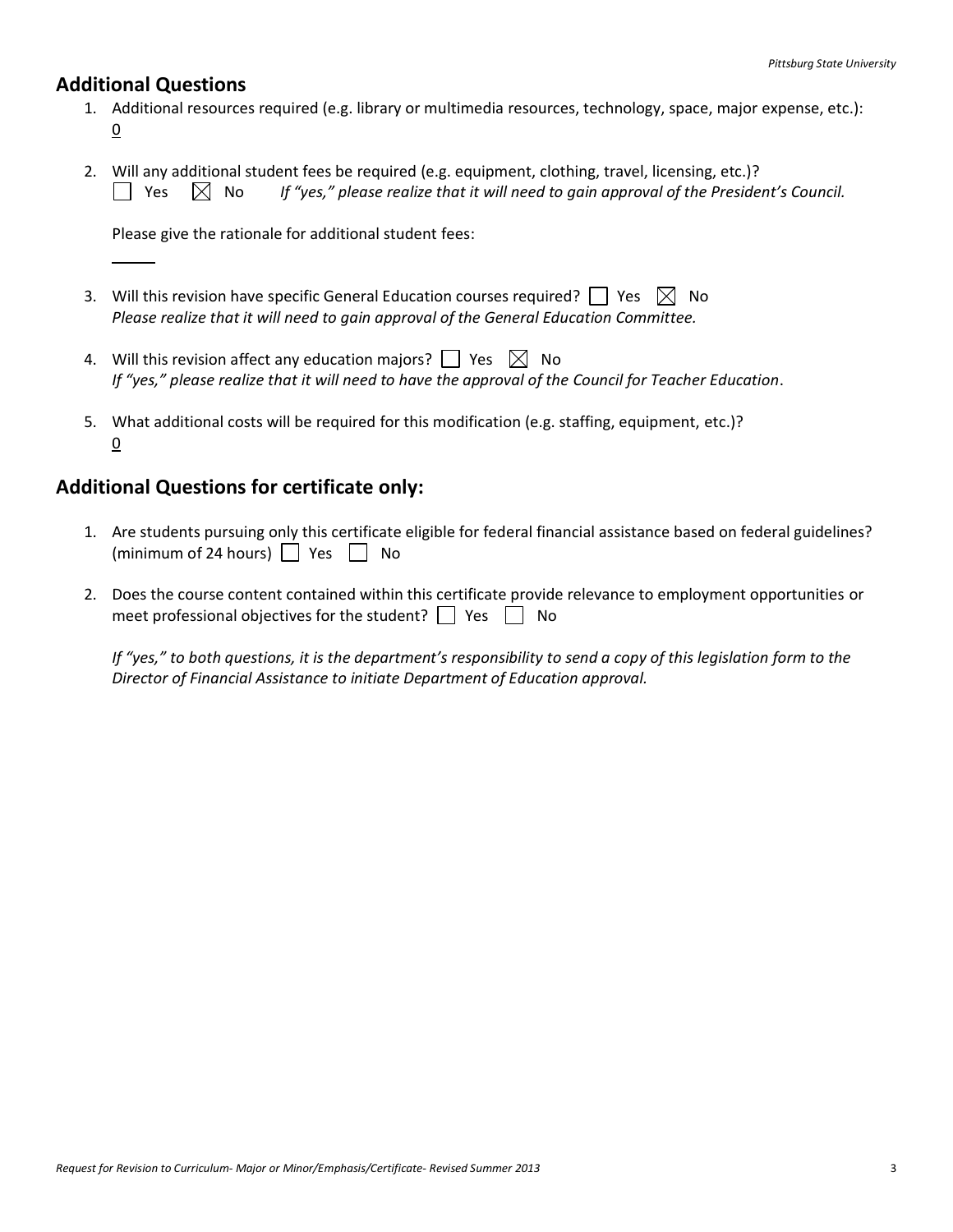## Additional Questions

1. Additional resources required (e.g. library or multimedia resources, technology, space, major expense, etc.):
   0

2. Will any additional student fees be required (e.g. equipment, clothing, travel, licensing, etc.)?
   ☐ Yes ☒ No *If "yes," please realize that it will need to gain approval of the President's Council.*

   Please give the rationale for additional student fees:

3. Will this revision have specific General Education courses required? ☐ Yes ☒ No
   *Please realize that it will need to gain approval of the General Education Committee.*

4. Will this revision affect any education majors? ☐ Yes ☒ No
   *If "yes," please realize that it will need to have the approval of the Council for Teacher Education*.

5. What additional costs will be required for this modification (e.g. staffing, equipment, etc.)?
   0

## Additional Questions for certificate only:

1. Are students pursuing only this certificate eligible for federal financial assistance based on federal guidelines? (minimum of 24 hours) ☐ Yes ☐ No

2. Does the course content contained within this certificate provide relevance to employment opportunities or meet professional objectives for the student? ☐ Yes ☐ No

   *If "yes," to both questions, it is the department's responsibility to send a copy of this legislation form to the Director of Financial Assistance to initiate Department of Education approval.*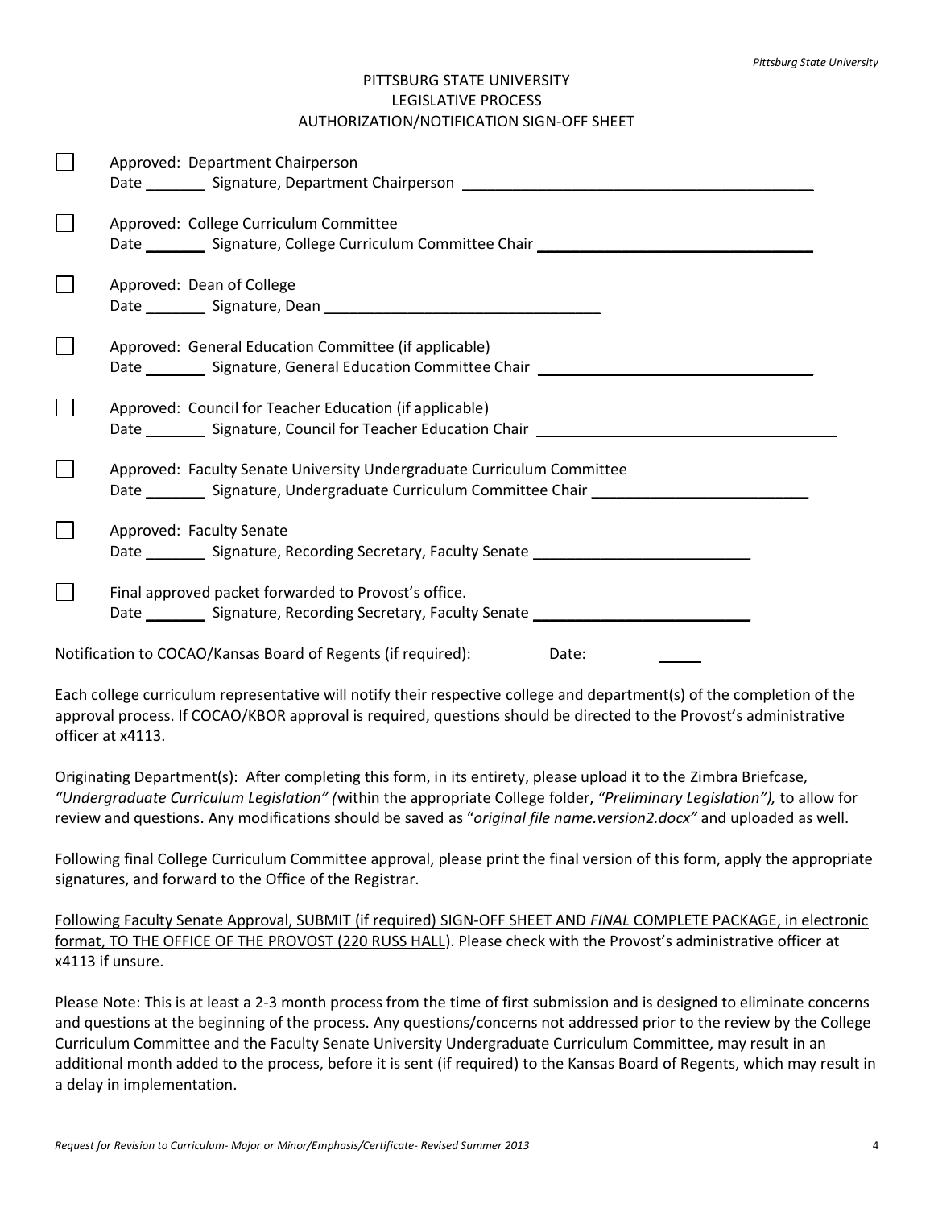PITTSBURG STATE UNIVERSITY
LEGISLATIVE PROCESS
AUTHORIZATION/NOTIFICATION SIGN-OFF SHEET

☐ Approved: Department Chairperson
Date ________ Signature, Department Chairperson ________________________________________

☐ Approved: College Curriculum Committee
Date ________ Signature, College Curriculum Committee Chair ________________________________

☐ Approved: Dean of College
Date ________ Signature, Dean ________________________________

☐ Approved: General Education Committee (if applicable)
Date ________ Signature, General Education Committee Chair ________________________________

☐ Approved: Council for Teacher Education (if applicable)
Date ________ Signature, Council for Teacher Education Chair ________________________________

☐ Approved: Faculty Senate University Undergraduate Curriculum Committee
Date ________ Signature, Undergraduate Curriculum Committee Chair ________________________

☐ Approved: Faculty Senate
Date ________ Signature, Recording Secretary, Faculty Senate ________________________

☐ Final approved packet forwarded to Provost's office.
Date ________ Signature, Recording Secretary, Faculty Senate ________________________

Notification to COCAO/Kansas Board of Regents (if required): Date: _____

Each college curriculum representative will notify their respective college and department(s) of the completion of the approval process. If COCAO/KBOR approval is required, questions should be directed to the Provost's administrative officer at x4113.

Originating Department(s): After completing this form, in its entirety, please upload it to the Zimbra Briefcase*,* *"Undergraduate Curriculum Legislation" (*within the appropriate College folder, *"Preliminary Legislation"),* to allow for review and questions. Any modifications should be saved as "*original file name.version2.docx"* and uploaded as well.

Following final College Curriculum Committee approval, please print the final version of this form, apply the appropriate signatures, and forward to the Office of the Registrar.

<u>Following Faculty Senate Approval, SUBMIT (if required) SIGN-OFF SHEET AND *FINAL* COMPLETE PACKAGE, in electronic format, TO THE OFFICE OF THE PROVOST (220 RUSS HALL)</u>. Please check with the Provost's administrative officer at x4113 if unsure.

Please Note: This is at least a 2-3 month process from the time of first submission and is designed to eliminate concerns and questions at the beginning of the process. Any questions/concerns not addressed prior to the review by the College Curriculum Committee and the Faculty Senate University Undergraduate Curriculum Committee, may result in an additional month added to the process, before it is sent (if required) to the Kansas Board of Regents, which may result in a delay in implementation.